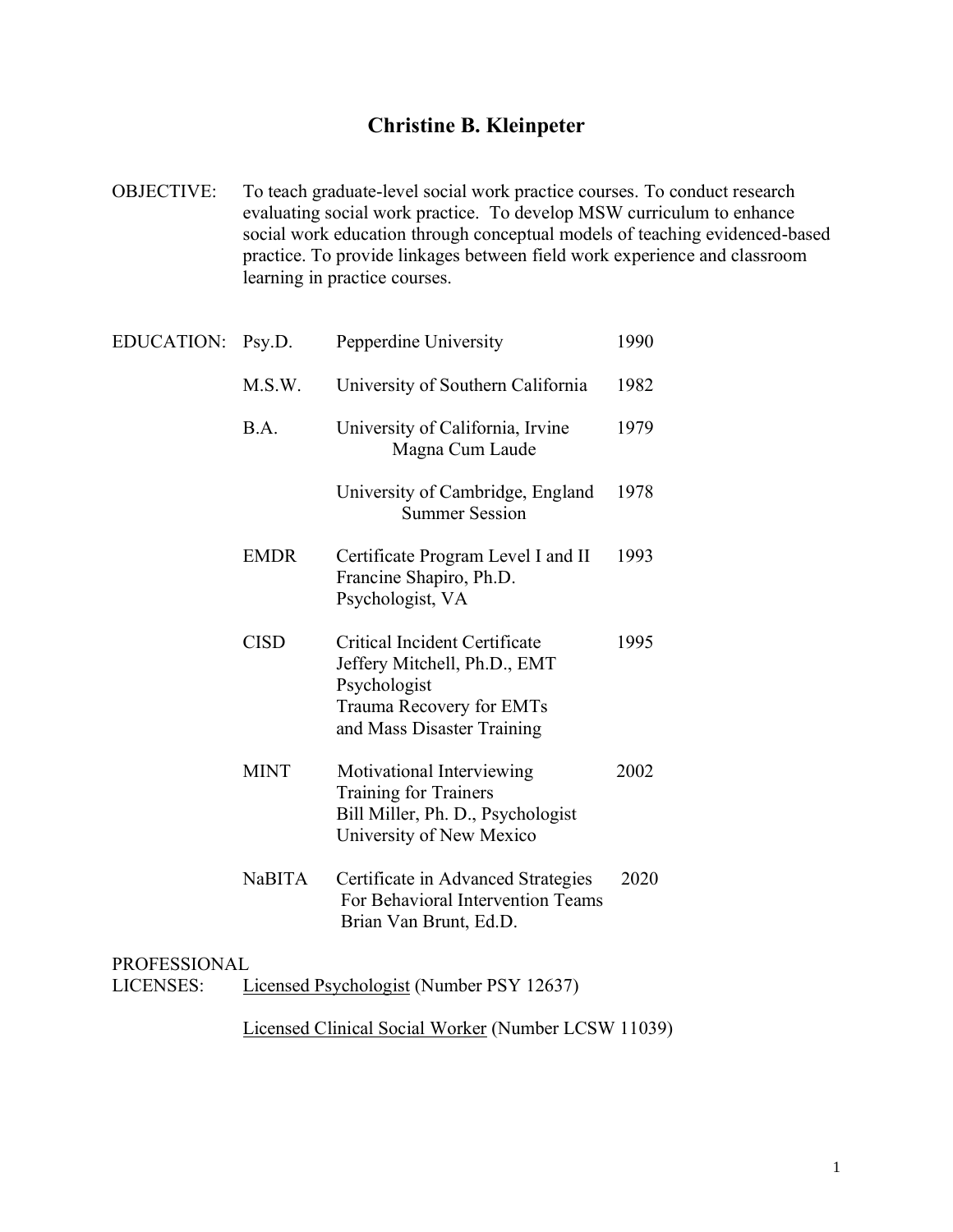# Christine B. Kleinpeter

**OBJECTIVE:** To teach graduate-level social work practice courses. To conduct research evaluating social work practice. To develop MSW curriculum to enhance social work education through conceptual models of teaching evidenced-based practice. To provide linkages between field work experience and classroom learning in practice courses.

**EDUCATION:**

| | | |
|---|---|---|
| Psy.D. | Pepperdine University | 1990 |
| M.S.W. | University of Southern California | 1982 |
| B.A. | University of California, Irvine<br>Magna Cum Laude | 1979 |
| | University of Cambridge, England<br>Summer Session | 1978 |
| EMDR | Certificate Program Level I and II<br>Francine Shapiro, Ph.D.<br>Psychologist, VA | 1993 |
| CISD | Critical Incident Certificate<br>Jeffery Mitchell, Ph.D., EMT<br>Psychologist<br>Trauma Recovery for EMTs<br>and Mass Disaster Training | 1995 |
| MINT | Motivational Interviewing<br>Training for Trainers<br>Bill Miller, Ph. D., Psychologist<br>University of New Mexico | 2002 |
| NaBITA | Certificate in Advanced Strategies<br>For Behavioral Intervention Teams<br>Brian Van Brunt, Ed.D. | 2020 |

**PROFESSIONAL LICENSES:**

Licensed Psychologist (Number PSY 12637)

Licensed Clinical Social Worker (Number LCSW 11039)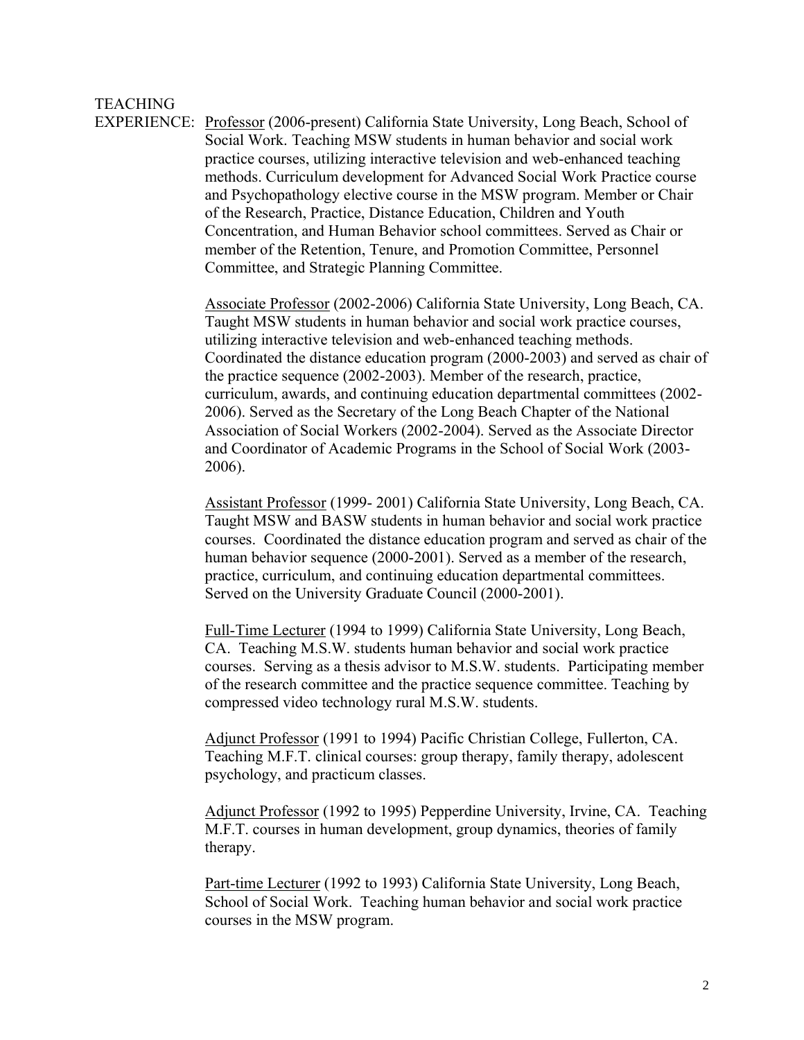## TEACHING EXPERIENCE:

Professor (2006-present) California State University, Long Beach, School of Social Work. Teaching MSW students in human behavior and social work practice courses, utilizing interactive television and web-enhanced teaching methods. Curriculum development for Advanced Social Work Practice course and Psychopathology elective course in the MSW program. Member or Chair of the Research, Practice, Distance Education, Children and Youth Concentration, and Human Behavior school committees. Served as Chair or member of the Retention, Tenure, and Promotion Committee, Personnel Committee, and Strategic Planning Committee.

Associate Professor (2002-2006) California State University, Long Beach, CA. Taught MSW students in human behavior and social work practice courses, utilizing interactive television and web-enhanced teaching methods. Coordinated the distance education program (2000-2003) and served as chair of the practice sequence (2002-2003). Member of the research, practice, curriculum, awards, and continuing education departmental committees (2002-2006). Served as the Secretary of the Long Beach Chapter of the National Association of Social Workers (2002-2004). Served as the Associate Director and Coordinator of Academic Programs in the School of Social Work (2003-2006).

Assistant Professor (1999- 2001) California State University, Long Beach, CA. Taught MSW and BASW students in human behavior and social work practice courses. Coordinated the distance education program and served as chair of the human behavior sequence (2000-2001). Served as a member of the research, practice, curriculum, and continuing education departmental committees. Served on the University Graduate Council (2000-2001).

Full-Time Lecturer (1994 to 1999) California State University, Long Beach, CA. Teaching M.S.W. students human behavior and social work practice courses. Serving as a thesis advisor to M.S.W. students. Participating member of the research committee and the practice sequence committee. Teaching by compressed video technology rural M.S.W. students.

Adjunct Professor (1991 to 1994) Pacific Christian College, Fullerton, CA. Teaching M.F.T. clinical courses: group therapy, family therapy, adolescent psychology, and practicum classes.

Adjunct Professor (1992 to 1995) Pepperdine University, Irvine, CA. Teaching M.F.T. courses in human development, group dynamics, theories of family therapy.

Part-time Lecturer (1992 to 1993) California State University, Long Beach, School of Social Work. Teaching human behavior and social work practice courses in the MSW program.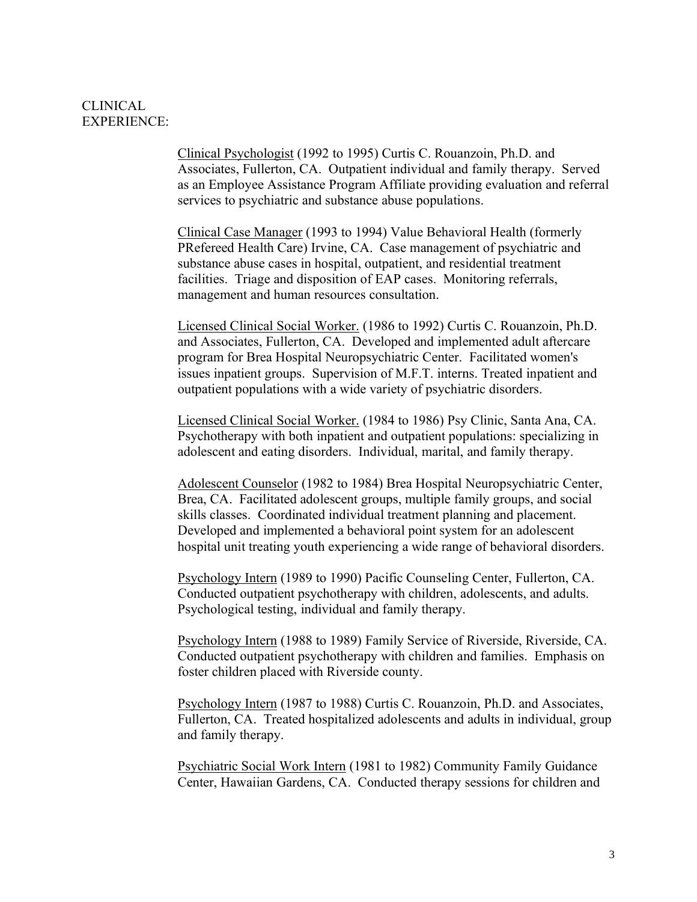## CLINICAL EXPERIENCE:

<u>Clinical Psychologist</u> (1992 to 1995) Curtis C. Rouanzoin, Ph.D. and Associates, Fullerton, CA. Outpatient individual and family therapy. Served as an Employee Assistance Program Affiliate providing evaluation and referral services to psychiatric and substance abuse populations.

<u>Clinical Case Manager</u> (1993 to 1994) Value Behavioral Health (formerly PRefereed Health Care) Irvine, CA. Case management of psychiatric and substance abuse cases in hospital, outpatient, and residential treatment facilities. Triage and disposition of EAP cases. Monitoring referrals, management and human resources consultation.

<u>Licensed Clinical Social Worker.</u> (1986 to 1992) Curtis C. Rouanzoin, Ph.D. and Associates, Fullerton, CA. Developed and implemented adult aftercare program for Brea Hospital Neuropsychiatric Center. Facilitated women's issues inpatient groups. Supervision of M.F.T. interns. Treated inpatient and outpatient populations with a wide variety of psychiatric disorders.

<u>Licensed Clinical Social Worker.</u> (1984 to 1986) Psy Clinic, Santa Ana, CA. Psychotherapy with both inpatient and outpatient populations: specializing in adolescent and eating disorders. Individual, marital, and family therapy.

<u>Adolescent Counselor</u> (1982 to 1984) Brea Hospital Neuropsychiatric Center, Brea, CA. Facilitated adolescent groups, multiple family groups, and social skills classes. Coordinated individual treatment planning and placement. Developed and implemented a behavioral point system for an adolescent hospital unit treating youth experiencing a wide range of behavioral disorders.

<u>Psychology Intern</u> (1989 to 1990) Pacific Counseling Center, Fullerton, CA. Conducted outpatient psychotherapy with children, adolescents, and adults. Psychological testing, individual and family therapy.

<u>Psychology Intern</u> (1988 to 1989) Family Service of Riverside, Riverside, CA. Conducted outpatient psychotherapy with children and families. Emphasis on foster children placed with Riverside county.

<u>Psychology Intern</u> (1987 to 1988) Curtis C. Rouanzoin, Ph.D. and Associates, Fullerton, CA. Treated hospitalized adolescents and adults in individual, group and family therapy.

<u>Psychiatric Social Work Intern</u> (1981 to 1982) Community Family Guidance Center, Hawaiian Gardens, CA. Conducted therapy sessions for children and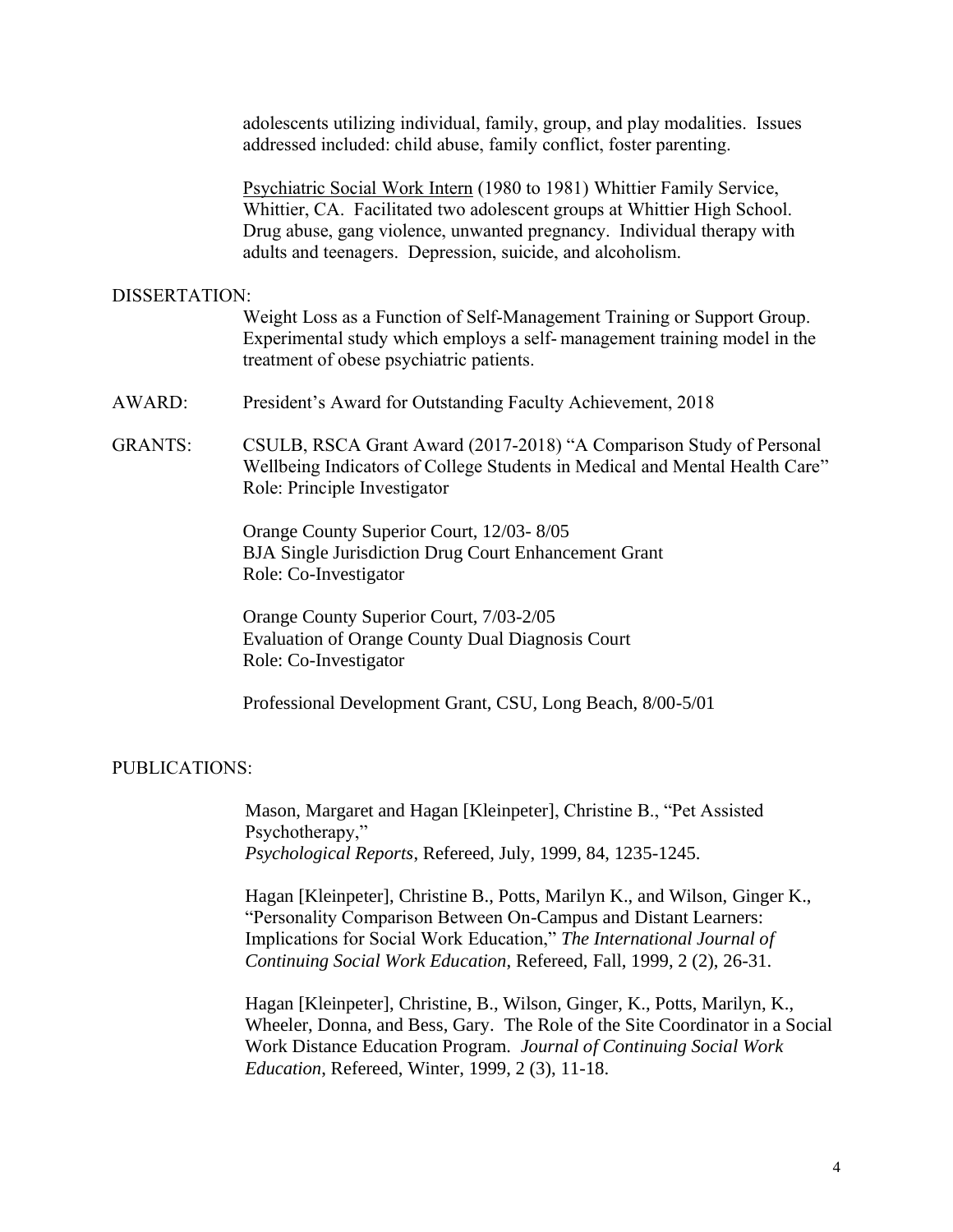adolescents utilizing individual, family, group, and play modalities. Issues addressed included: child abuse, family conflict, foster parenting.

Psychiatric Social Work Intern (1980 to 1981) Whittier Family Service, Whittier, CA. Facilitated two adolescent groups at Whittier High School. Drug abuse, gang violence, unwanted pregnancy. Individual therapy with adults and teenagers. Depression, suicide, and alcoholism.

DISSERTATION:

Weight Loss as a Function of Self-Management Training or Support Group. Experimental study which employs a self- management training model in the treatment of obese psychiatric patients.

AWARD: President's Award for Outstanding Faculty Achievement, 2018

GRANTS: CSULB, RSCA Grant Award (2017-2018) "A Comparison Study of Personal Wellbeing Indicators of College Students in Medical and Mental Health Care"
Role: Principle Investigator

Orange County Superior Court, 12/03- 8/05
BJA Single Jurisdiction Drug Court Enhancement Grant
Role: Co-Investigator

Orange County Superior Court, 7/03-2/05
Evaluation of Orange County Dual Diagnosis Court
Role: Co-Investigator

Professional Development Grant, CSU, Long Beach, 8/00-5/01

PUBLICATIONS:

Mason, Margaret and Hagan [Kleinpeter], Christine B., "Pet Assisted Psychotherapy," *Psychological Reports*, Refereed, July, 1999, 84, 1235-1245.

Hagan [Kleinpeter], Christine B., Potts, Marilyn K., and Wilson, Ginger K., "Personality Comparison Between On-Campus and Distant Learners: Implications for Social Work Education," *The International Journal of Continuing Social Work Education*, Refereed, Fall, 1999, 2 (2), 26-31.

Hagan [Kleinpeter], Christine, B., Wilson, Ginger, K., Potts, Marilyn, K., Wheeler, Donna, and Bess, Gary. The Role of the Site Coordinator in a Social Work Distance Education Program. *Journal of Continuing Social Work Education*, Refereed, Winter, 1999, 2 (3), 11-18.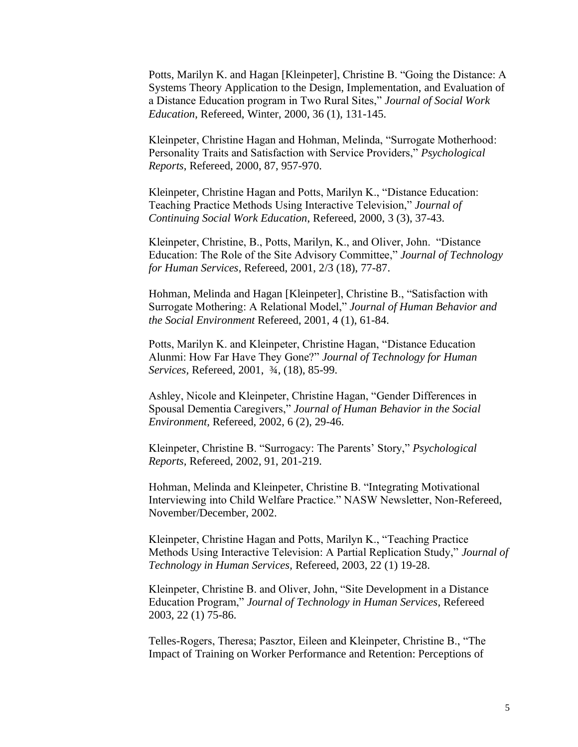Potts, Marilyn K. and Hagan [Kleinpeter], Christine B. "Going the Distance: A Systems Theory Application to the Design, Implementation, and Evaluation of a Distance Education program in Two Rural Sites," *Journal of Social Work Education*, Refereed, Winter, 2000, 36 (1), 131-145.

Kleinpeter, Christine Hagan and Hohman, Melinda, "Surrogate Motherhood: Personality Traits and Satisfaction with Service Providers," *Psychological Reports*, Refereed, 2000, 87, 957-970.

Kleinpeter, Christine Hagan and Potts, Marilyn K., "Distance Education: Teaching Practice Methods Using Interactive Television," *Journal of Continuing Social Work Education*, Refereed, 2000, 3 (3), 37-43.

Kleinpeter, Christine, B., Potts, Marilyn, K., and Oliver, John. "Distance Education: The Role of the Site Advisory Committee," *Journal of Technology for Human Services*, Refereed, 2001, 2/3 (18), 77-87.

Hohman, Melinda and Hagan [Kleinpeter], Christine B., "Satisfaction with Surrogate Mothering: A Relational Model," *Journal of Human Behavior and the Social Environment* Refereed, 2001, 4 (1), 61-84.

Potts, Marilyn K. and Kleinpeter, Christine Hagan, "Distance Education Alunmi: How Far Have They Gone?" *Journal of Technology for Human Services*, Refereed, 2001, ¾, (18), 85-99.

Ashley, Nicole and Kleinpeter, Christine Hagan, "Gender Differences in Spousal Dementia Caregivers," *Journal of Human Behavior in the Social Environment*, Refereed, 2002, 6 (2), 29-46.

Kleinpeter, Christine B. "Surrogacy: The Parents' Story," *Psychological Reports*, Refereed, 2002, 91, 201-219.

Hohman, Melinda and Kleinpeter, Christine B. "Integrating Motivational Interviewing into Child Welfare Practice." NASW Newsletter, Non-Refereed, November/December, 2002.

Kleinpeter, Christine Hagan and Potts, Marilyn K., "Teaching Practice Methods Using Interactive Television: A Partial Replication Study," *Journal of Technology in Human Services*, Refereed, 2003, 22 (1) 19-28.

Kleinpeter, Christine B. and Oliver, John, "Site Development in a Distance Education Program," *Journal of Technology in Human Services*, Refereed 2003, 22 (1) 75-86.

Telles-Rogers, Theresa; Pasztor, Eileen and Kleinpeter, Christine B., "The Impact of Training on Worker Performance and Retention: Perceptions of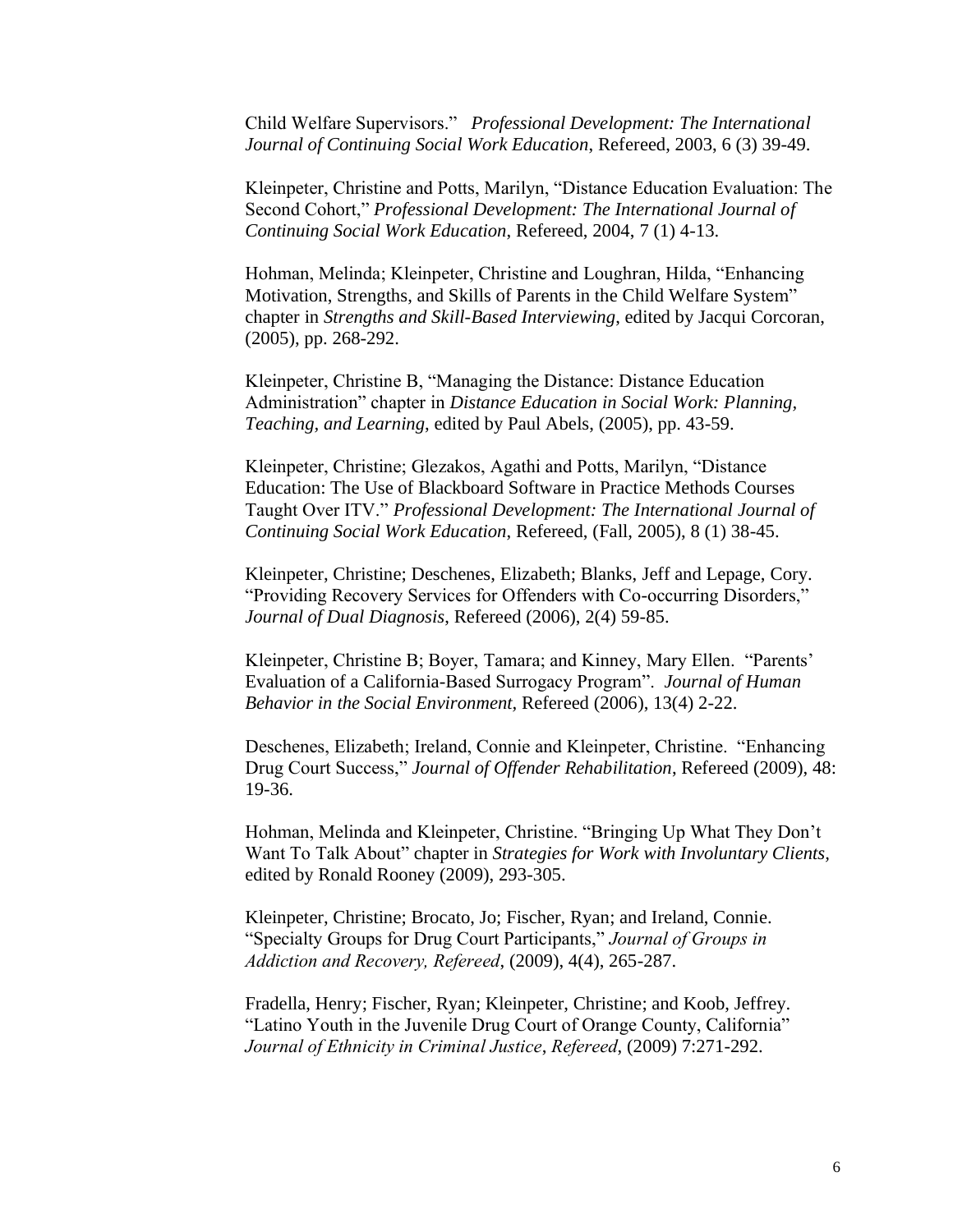Child Welfare Supervisors." *Professional Development: The International Journal of Continuing Social Work Education*, Refereed, 2003, 6 (3) 39-49.

Kleinpeter, Christine and Potts, Marilyn, "Distance Education Evaluation: The Second Cohort," *Professional Development: The International Journal of Continuing Social Work Education*, Refereed, 2004, 7 (1) 4-13.

Hohman, Melinda; Kleinpeter, Christine and Loughran, Hilda, "Enhancing Motivation, Strengths, and Skills of Parents in the Child Welfare System" chapter in *Strengths and Skill-Based Interviewing*, edited by Jacqui Corcoran, (2005), pp. 268-292.

Kleinpeter, Christine B, "Managing the Distance: Distance Education Administration" chapter in *Distance Education in Social Work: Planning, Teaching, and Learning*, edited by Paul Abels, (2005), pp. 43-59.

Kleinpeter, Christine; Glezakos, Agathi and Potts, Marilyn, "Distance Education: The Use of Blackboard Software in Practice Methods Courses Taught Over ITV." *Professional Development: The International Journal of Continuing Social Work Education*, Refereed, (Fall, 2005), 8 (1) 38-45.

Kleinpeter, Christine; Deschenes, Elizabeth; Blanks, Jeff and Lepage, Cory. "Providing Recovery Services for Offenders with Co-occurring Disorders," *Journal of Dual Diagnosis*, Refereed (2006), 2(4) 59-85.

Kleinpeter, Christine B; Boyer, Tamara; and Kinney, Mary Ellen. "Parents' Evaluation of a California-Based Surrogacy Program". *Journal of Human Behavior in the Social Environment*, Refereed (2006), 13(4) 2-22.

Deschenes, Elizabeth; Ireland, Connie and Kleinpeter, Christine. "Enhancing Drug Court Success," *Journal of Offender Rehabilitation*, Refereed (2009), 48: 19-36.

Hohman, Melinda and Kleinpeter, Christine. "Bringing Up What They Don't Want To Talk About" chapter in *Strategies for Work with Involuntary Clients,* edited by Ronald Rooney (2009), 293-305.

Kleinpeter, Christine; Brocato, Jo; Fischer, Ryan; and Ireland, Connie. "Specialty Groups for Drug Court Participants," *Journal of Groups in Addiction and Recovery, Refereed*, (2009), 4(4), 265-287.

Fradella, Henry; Fischer, Ryan; Kleinpeter, Christine; and Koob, Jeffrey. "Latino Youth in the Juvenile Drug Court of Orange County, California" *Journal of Ethnicity in Criminal Justice*, *Refereed*, (2009) 7:271-292.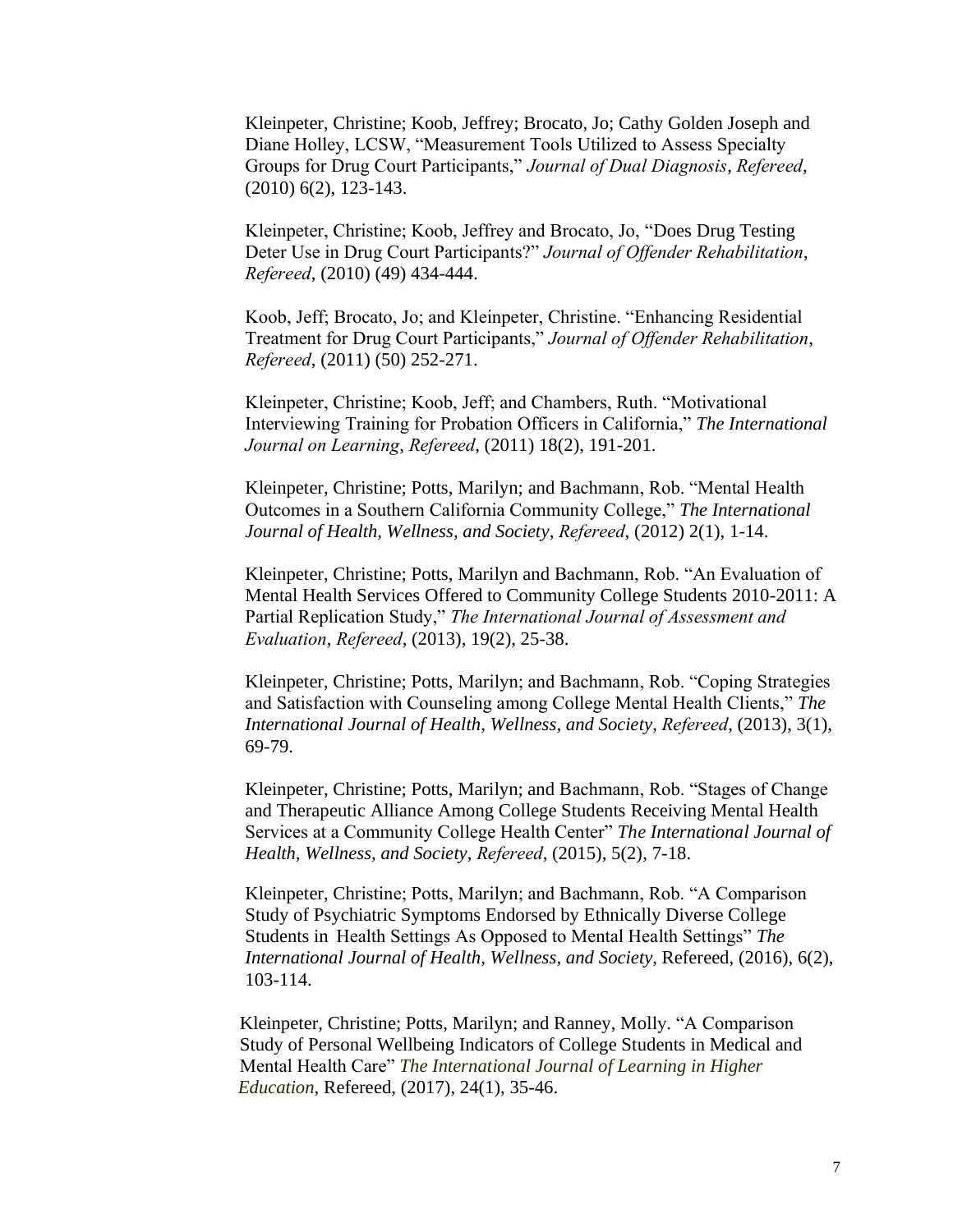Kleinpeter, Christine; Koob, Jeffrey; Brocato, Jo; Cathy Golden Joseph and Diane Holley, LCSW, “Measurement Tools Utilized to Assess Specialty Groups for Drug Court Participants,” *Journal of Dual Diagnosis*, *Refereed*, (2010) 6(2), 123-143.

Kleinpeter, Christine; Koob, Jeffrey and Brocato, Jo, “Does Drug Testing Deter Use in Drug Court Participants?” *Journal of Offender Rehabilitation*, *Refereed*, (2010) (49) 434-444.

Koob, Jeff; Brocato, Jo; and Kleinpeter, Christine. “Enhancing Residential Treatment for Drug Court Participants,” *Journal of Offender Rehabilitation*, *Refereed*, (2011) (50) 252-271.

Kleinpeter, Christine; Koob, Jeff; and Chambers, Ruth. “Motivational Interviewing Training for Probation Officers in California,” *The International Journal on Learning*, *Refereed*, (2011) 18(2), 191-201.

Kleinpeter, Christine; Potts, Marilyn; and Bachmann, Rob. “Mental Health Outcomes in a Southern California Community College,” *The International Journal of Health, Wellness, and Society*, *Refereed*, (2012) 2(1), 1-14.

Kleinpeter, Christine; Potts, Marilyn and Bachmann, Rob. “An Evaluation of Mental Health Services Offered to Community College Students 2010-2011: A Partial Replication Study,” *The International Journal of Assessment and Evaluation*, *Refereed*, (2013), 19(2), 25-38.

Kleinpeter, Christine; Potts, Marilyn; and Bachmann, Rob. “Coping Strategies and Satisfaction with Counseling among College Mental Health Clients,” *The International Journal of Health, Wellness, and Society*, *Refereed*, (2013), 3(1), 69-79.

Kleinpeter, Christine; Potts, Marilyn; and Bachmann, Rob. “Stages of Change and Therapeutic Alliance Among College Students Receiving Mental Health Services at a Community College Health Center” *The International Journal of Health, Wellness, and Society*, *Refereed*, (2015), 5(2), 7-18.

Kleinpeter, Christine; Potts, Marilyn; and Bachmann, Rob. “A Comparison Study of Psychiatric Symptoms Endorsed by Ethnically Diverse College Students in Health Settings As Opposed to Mental Health Settings” *The International Journal of Health, Wellness, and Society*, Refereed, (2016), 6(2), 103-114.

Kleinpeter, Christine; Potts, Marilyn; and Ranney, Molly. “A Comparison Study of Personal Wellbeing Indicators of College Students in Medical and Mental Health Care” *The International Journal of Learning in Higher Education*, Refereed, (2017), 24(1), 35-46.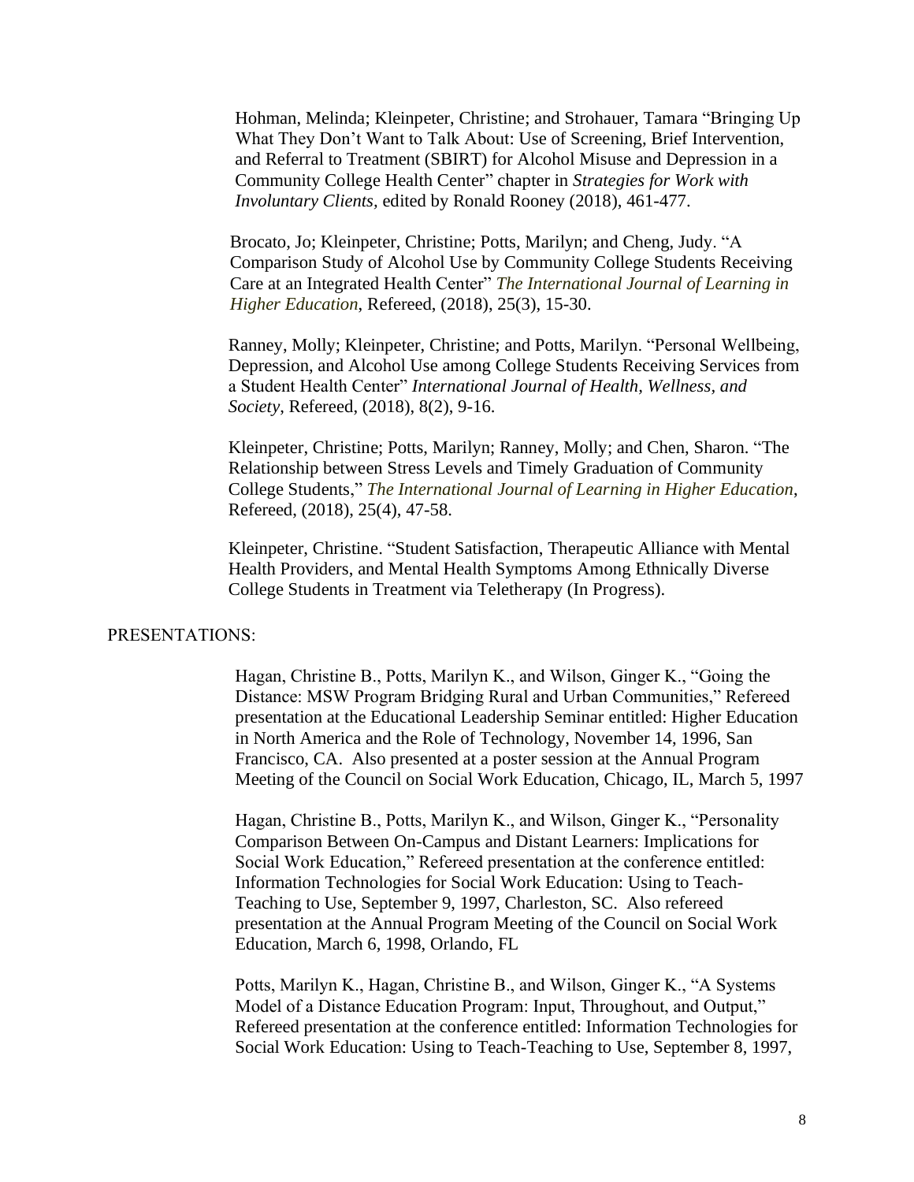Hohman, Melinda; Kleinpeter, Christine; and Strohauer, Tamara "Bringing Up What They Don't Want to Talk About: Use of Screening, Brief Intervention, and Referral to Treatment (SBIRT) for Alcohol Misuse and Depression in a Community College Health Center" chapter in *Strategies for Work with Involuntary Clients,* edited by Ronald Rooney (2018), 461-477.

Brocato, Jo; Kleinpeter, Christine; Potts, Marilyn; and Cheng, Judy. "A Comparison Study of Alcohol Use by Community College Students Receiving Care at an Integrated Health Center" *The International Journal of Learning in Higher Education*, Refereed, (2018), 25(3), 15-30.

Ranney, Molly; Kleinpeter, Christine; and Potts, Marilyn. "Personal Wellbeing, Depression, and Alcohol Use among College Students Receiving Services from a Student Health Center" *International Journal of Health, Wellness, and Society*, Refereed, (2018), 8(2), 9-16.

Kleinpeter, Christine; Potts, Marilyn; Ranney, Molly; and Chen, Sharon. "The Relationship between Stress Levels and Timely Graduation of Community College Students," *The International Journal of Learning in Higher Education*, Refereed, (2018), 25(4), 47-58.

Kleinpeter, Christine. "Student Satisfaction, Therapeutic Alliance with Mental Health Providers, and Mental Health Symptoms Among Ethnically Diverse College Students in Treatment via Teletherapy (In Progress).

PRESENTATIONS:

Hagan, Christine B., Potts, Marilyn K., and Wilson, Ginger K., "Going the Distance: MSW Program Bridging Rural and Urban Communities," Refereed presentation at the Educational Leadership Seminar entitled: Higher Education in North America and the Role of Technology, November 14, 1996, San Francisco, CA. Also presented at a poster session at the Annual Program Meeting of the Council on Social Work Education, Chicago, IL, March 5, 1997

Hagan, Christine B., Potts, Marilyn K., and Wilson, Ginger K., "Personality Comparison Between On-Campus and Distant Learners: Implications for Social Work Education," Refereed presentation at the conference entitled: Information Technologies for Social Work Education: Using to Teach-Teaching to Use, September 9, 1997, Charleston, SC. Also refereed presentation at the Annual Program Meeting of the Council on Social Work Education, March 6, 1998, Orlando, FL

Potts, Marilyn K., Hagan, Christine B., and Wilson, Ginger K., "A Systems Model of a Distance Education Program: Input, Throughout, and Output," Refereed presentation at the conference entitled: Information Technologies for Social Work Education: Using to Teach-Teaching to Use, September 8, 1997,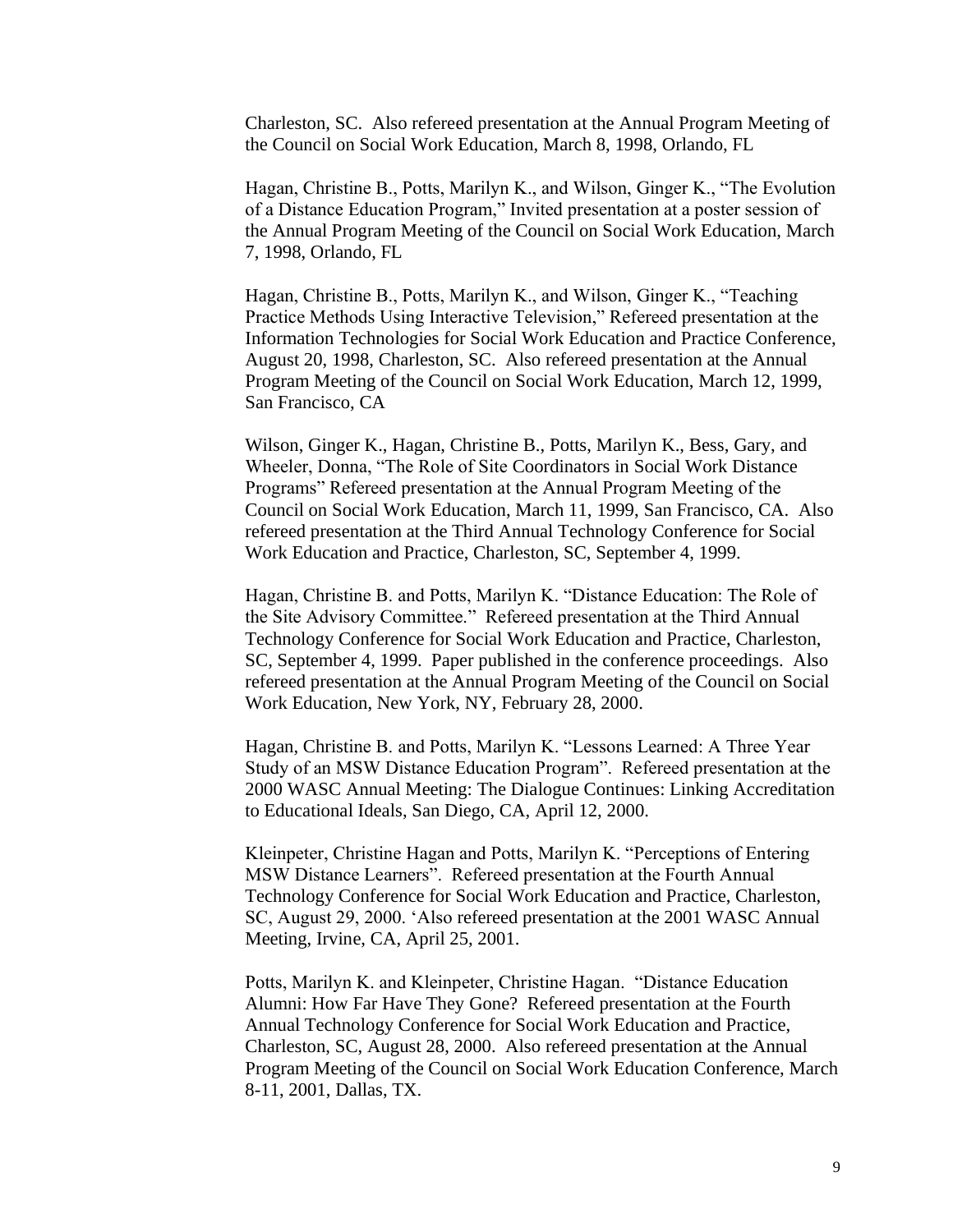Charleston, SC. Also refereed presentation at the Annual Program Meeting of the Council on Social Work Education, March 8, 1998, Orlando, FL

Hagan, Christine B., Potts, Marilyn K., and Wilson, Ginger K., "The Evolution of a Distance Education Program," Invited presentation at a poster session of the Annual Program Meeting of the Council on Social Work Education, March 7, 1998, Orlando, FL

Hagan, Christine B., Potts, Marilyn K., and Wilson, Ginger K., "Teaching Practice Methods Using Interactive Television," Refereed presentation at the Information Technologies for Social Work Education and Practice Conference, August 20, 1998, Charleston, SC. Also refereed presentation at the Annual Program Meeting of the Council on Social Work Education, March 12, 1999, San Francisco, CA

Wilson, Ginger K., Hagan, Christine B., Potts, Marilyn K., Bess, Gary, and Wheeler, Donna, "The Role of Site Coordinators in Social Work Distance Programs" Refereed presentation at the Annual Program Meeting of the Council on Social Work Education, March 11, 1999, San Francisco, CA. Also refereed presentation at the Third Annual Technology Conference for Social Work Education and Practice, Charleston, SC, September 4, 1999.

Hagan, Christine B. and Potts, Marilyn K. "Distance Education: The Role of the Site Advisory Committee." Refereed presentation at the Third Annual Technology Conference for Social Work Education and Practice, Charleston, SC, September 4, 1999. Paper published in the conference proceedings. Also refereed presentation at the Annual Program Meeting of the Council on Social Work Education, New York, NY, February 28, 2000.

Hagan, Christine B. and Potts, Marilyn K. "Lessons Learned: A Three Year Study of an MSW Distance Education Program". Refereed presentation at the 2000 WASC Annual Meeting: The Dialogue Continues: Linking Accreditation to Educational Ideals, San Diego, CA, April 12, 2000.

Kleinpeter, Christine Hagan and Potts, Marilyn K. "Perceptions of Entering MSW Distance Learners". Refereed presentation at the Fourth Annual Technology Conference for Social Work Education and Practice, Charleston, SC, August 29, 2000. 'Also refereed presentation at the 2001 WASC Annual Meeting, Irvine, CA, April 25, 2001.

Potts, Marilyn K. and Kleinpeter, Christine Hagan. "Distance Education Alumni: How Far Have They Gone? Refereed presentation at the Fourth Annual Technology Conference for Social Work Education and Practice, Charleston, SC, August 28, 2000. Also refereed presentation at the Annual Program Meeting of the Council on Social Work Education Conference, March 8-11, 2001, Dallas, TX.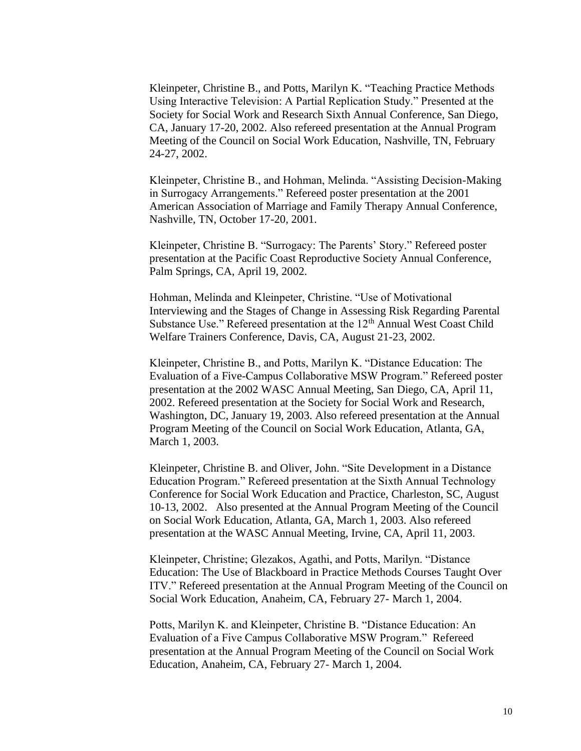Kleinpeter, Christine B., and Potts, Marilyn K. "Teaching Practice Methods Using Interactive Television: A Partial Replication Study." Presented at the Society for Social Work and Research Sixth Annual Conference, San Diego, CA, January 17-20, 2002. Also refereed presentation at the Annual Program Meeting of the Council on Social Work Education, Nashville, TN, February 24-27, 2002.

Kleinpeter, Christine B., and Hohman, Melinda. "Assisting Decision-Making in Surrogacy Arrangements." Refereed poster presentation at the 2001 American Association of Marriage and Family Therapy Annual Conference, Nashville, TN, October 17-20, 2001.

Kleinpeter, Christine B. "Surrogacy: The Parents' Story." Refereed poster presentation at the Pacific Coast Reproductive Society Annual Conference, Palm Springs, CA, April 19, 2002.

Hohman, Melinda and Kleinpeter, Christine. "Use of Motivational Interviewing and the Stages of Change in Assessing Risk Regarding Parental Substance Use." Refereed presentation at the 12th Annual West Coast Child Welfare Trainers Conference, Davis, CA, August 21-23, 2002.

Kleinpeter, Christine B., and Potts, Marilyn K. "Distance Education: The Evaluation of a Five-Campus Collaborative MSW Program." Refereed poster presentation at the 2002 WASC Annual Meeting, San Diego, CA, April 11, 2002. Refereed presentation at the Society for Social Work and Research, Washington, DC, January 19, 2003. Also refereed presentation at the Annual Program Meeting of the Council on Social Work Education, Atlanta, GA, March 1, 2003.

Kleinpeter, Christine B. and Oliver, John. "Site Development in a Distance Education Program." Refereed presentation at the Sixth Annual Technology Conference for Social Work Education and Practice, Charleston, SC, August 10-13, 2002. Also presented at the Annual Program Meeting of the Council on Social Work Education, Atlanta, GA, March 1, 2003. Also refereed presentation at the WASC Annual Meeting, Irvine, CA, April 11, 2003.

Kleinpeter, Christine; Glezakos, Agathi, and Potts, Marilyn. "Distance Education: The Use of Blackboard in Practice Methods Courses Taught Over ITV." Refereed presentation at the Annual Program Meeting of the Council on Social Work Education, Anaheim, CA, February 27- March 1, 2004.

Potts, Marilyn K. and Kleinpeter, Christine B. "Distance Education: An Evaluation of a Five Campus Collaborative MSW Program." Refereed presentation at the Annual Program Meeting of the Council on Social Work Education, Anaheim, CA, February 27- March 1, 2004.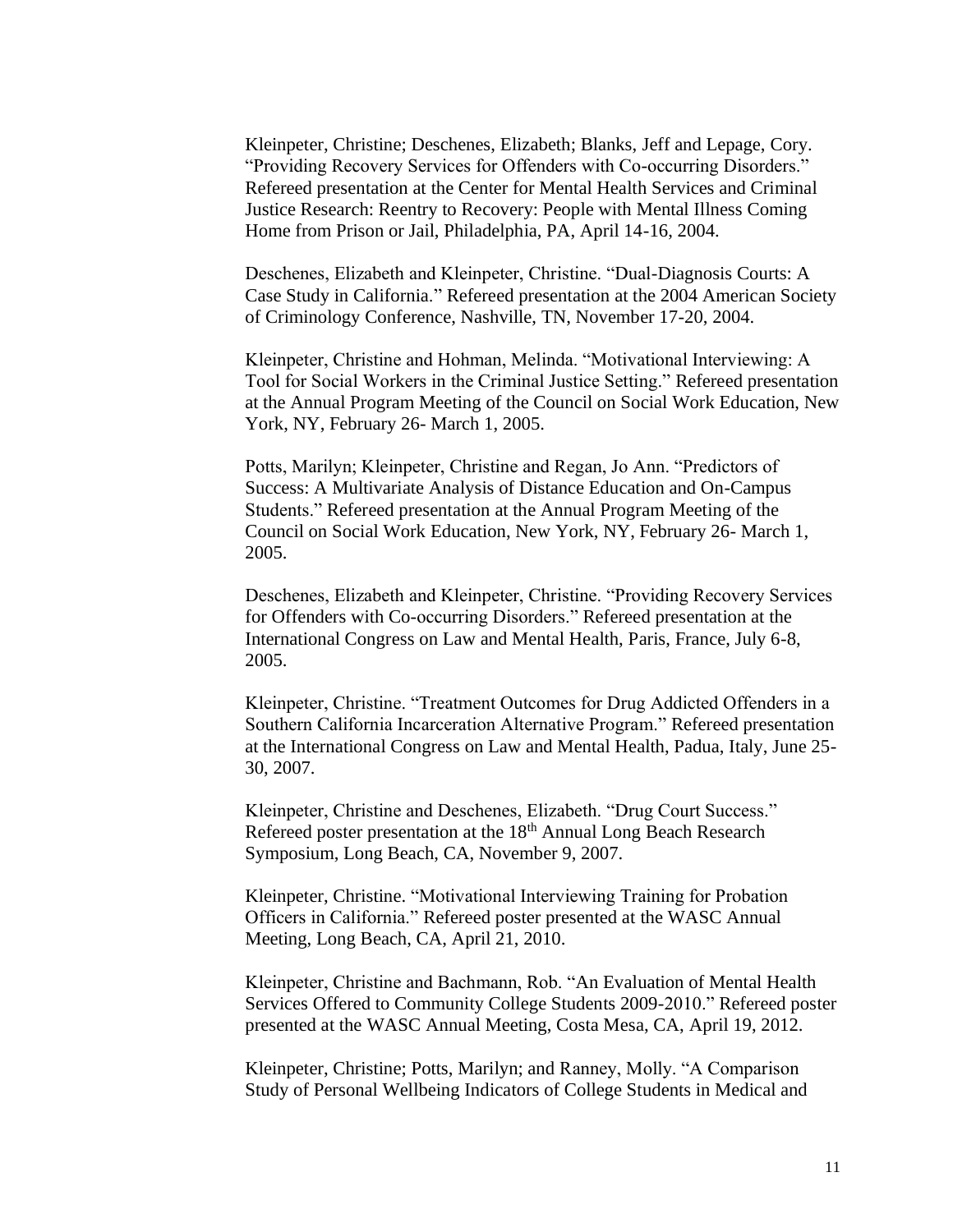Kleinpeter, Christine; Deschenes, Elizabeth; Blanks, Jeff and Lepage, Cory. "Providing Recovery Services for Offenders with Co-occurring Disorders." Refereed presentation at the Center for Mental Health Services and Criminal Justice Research: Reentry to Recovery: People with Mental Illness Coming Home from Prison or Jail, Philadelphia, PA, April 14-16, 2004.

Deschenes, Elizabeth and Kleinpeter, Christine. "Dual-Diagnosis Courts: A Case Study in California." Refereed presentation at the 2004 American Society of Criminology Conference, Nashville, TN, November 17-20, 2004.

Kleinpeter, Christine and Hohman, Melinda. "Motivational Interviewing: A Tool for Social Workers in the Criminal Justice Setting." Refereed presentation at the Annual Program Meeting of the Council on Social Work Education, New York, NY, February 26- March 1, 2005.

Potts, Marilyn; Kleinpeter, Christine and Regan, Jo Ann. "Predictors of Success: A Multivariate Analysis of Distance Education and On-Campus Students." Refereed presentation at the Annual Program Meeting of the Council on Social Work Education, New York, NY, February 26- March 1, 2005.

Deschenes, Elizabeth and Kleinpeter, Christine. "Providing Recovery Services for Offenders with Co-occurring Disorders." Refereed presentation at the International Congress on Law and Mental Health, Paris, France, July 6-8, 2005.

Kleinpeter, Christine. "Treatment Outcomes for Drug Addicted Offenders in a Southern California Incarceration Alternative Program." Refereed presentation at the International Congress on Law and Mental Health, Padua, Italy, June 25-30, 2007.

Kleinpeter, Christine and Deschenes, Elizabeth. "Drug Court Success." Refereed poster presentation at the 18th Annual Long Beach Research Symposium, Long Beach, CA, November 9, 2007.

Kleinpeter, Christine. "Motivational Interviewing Training for Probation Officers in California." Refereed poster presented at the WASC Annual Meeting, Long Beach, CA, April 21, 2010.

Kleinpeter, Christine and Bachmann, Rob. "An Evaluation of Mental Health Services Offered to Community College Students 2009-2010." Refereed poster presented at the WASC Annual Meeting, Costa Mesa, CA, April 19, 2012.

Kleinpeter, Christine; Potts, Marilyn; and Ranney, Molly. "A Comparison Study of Personal Wellbeing Indicators of College Students in Medical and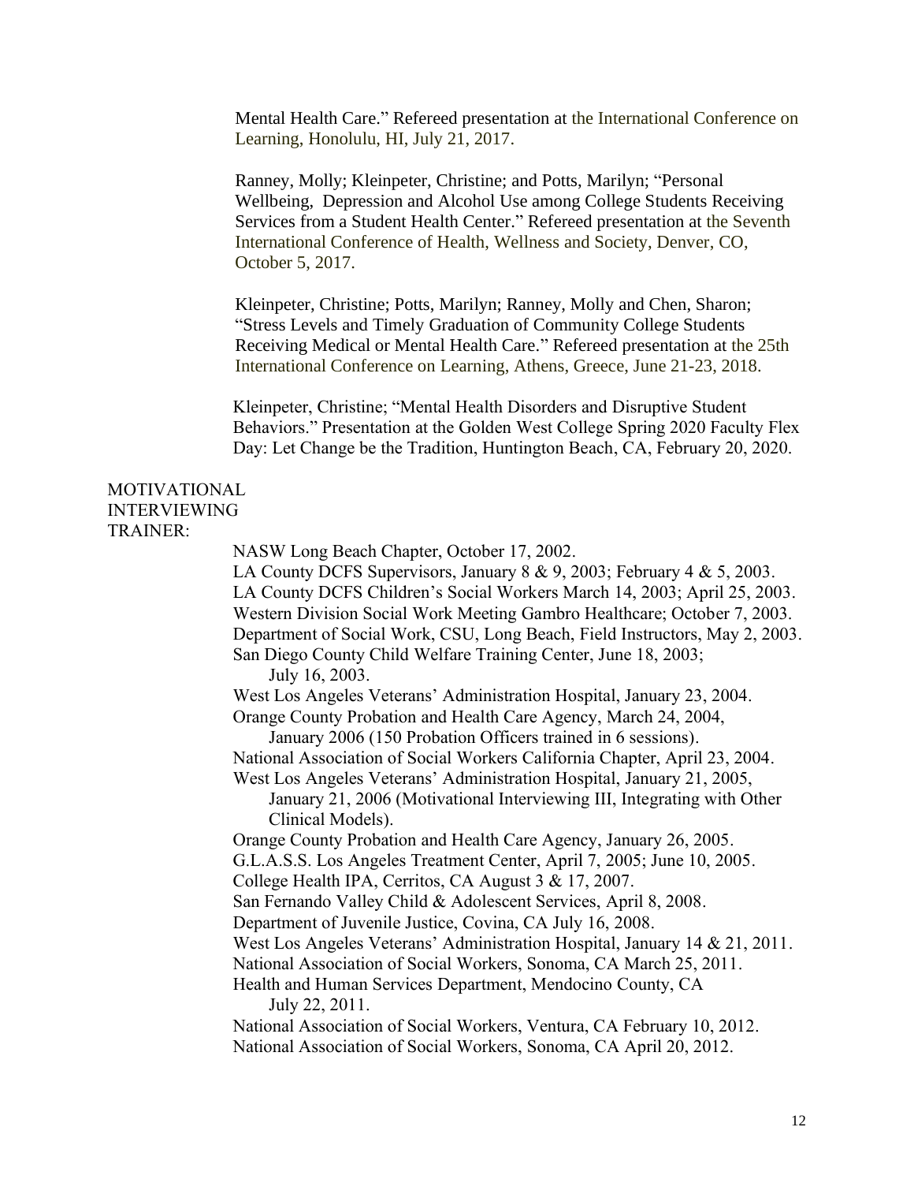Mental Health Care." Refereed presentation at the International Conference on Learning, Honolulu, HI, July 21, 2017.

Ranney, Molly; Kleinpeter, Christine; and Potts, Marilyn; "Personal Wellbeing, Depression and Alcohol Use among College Students Receiving Services from a Student Health Center." Refereed presentation at the Seventh International Conference of Health, Wellness and Society, Denver, CO, October 5, 2017.

Kleinpeter, Christine; Potts, Marilyn; Ranney, Molly and Chen, Sharon; "Stress Levels and Timely Graduation of Community College Students Receiving Medical or Mental Health Care." Refereed presentation at the 25th International Conference on Learning, Athens, Greece, June 21-23, 2018.

Kleinpeter, Christine; "Mental Health Disorders and Disruptive Student Behaviors." Presentation at the Golden West College Spring 2020 Faculty Flex Day: Let Change be the Tradition, Huntington Beach, CA, February 20, 2020.

MOTIVATIONAL INTERVIEWING TRAINER:

NASW Long Beach Chapter, October 17, 2002.
LA County DCFS Supervisors, January 8 & 9, 2003; February 4 & 5, 2003.
LA County DCFS Children's Social Workers March 14, 2003; April 25, 2003.
Western Division Social Work Meeting Gambro Healthcare; October 7, 2003.
Department of Social Work, CSU, Long Beach, Field Instructors, May 2, 2003.
San Diego County Child Welfare Training Center, June 18, 2003; July 16, 2003.
West Los Angeles Veterans' Administration Hospital, January 23, 2004.
Orange County Probation and Health Care Agency, March 24, 2004, January 2006 (150 Probation Officers trained in 6 sessions).
National Association of Social Workers California Chapter, April 23, 2004.
West Los Angeles Veterans' Administration Hospital, January 21, 2005, January 21, 2006 (Motivational Interviewing III, Integrating with Other Clinical Models).
Orange County Probation and Health Care Agency, January 26, 2005.
G.L.A.S.S. Los Angeles Treatment Center, April 7, 2005; June 10, 2005.
College Health IPA, Cerritos, CA August 3 & 17, 2007.
San Fernando Valley Child & Adolescent Services, April 8, 2008.
Department of Juvenile Justice, Covina, CA July 16, 2008.
West Los Angeles Veterans' Administration Hospital, January 14 & 21, 2011.
National Association of Social Workers, Sonoma, CA March 25, 2011.
Health and Human Services Department, Mendocino County, CA July 22, 2011.
National Association of Social Workers, Ventura, CA February 10, 2012.
National Association of Social Workers, Sonoma, CA April 20, 2012.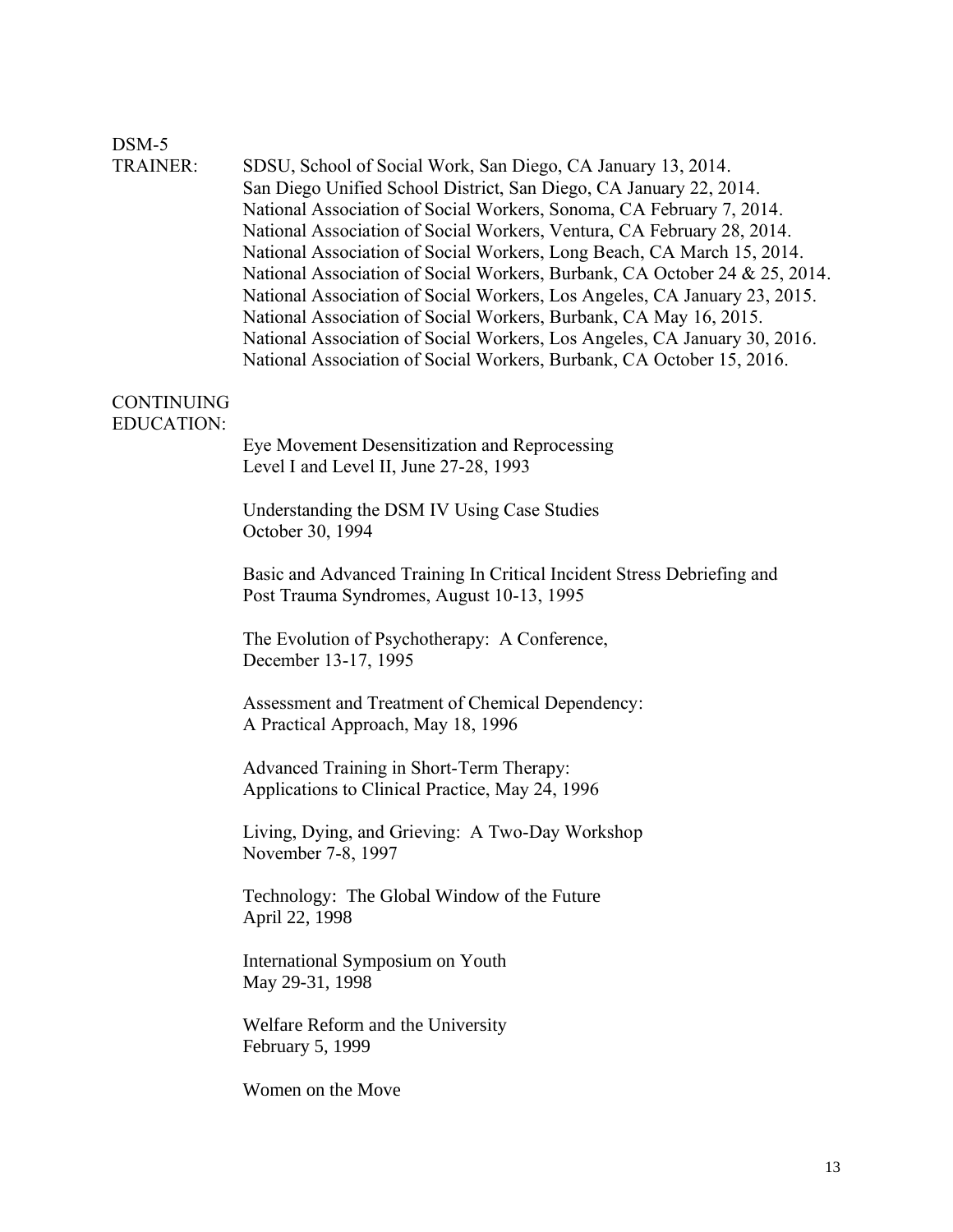**DSM-5 TRAINER:**

SDSU, School of Social Work, San Diego, CA January 13, 2014.
San Diego Unified School District, San Diego, CA January 22, 2014.
National Association of Social Workers, Sonoma, CA February 7, 2014.
National Association of Social Workers, Ventura, CA February 28, 2014.
National Association of Social Workers, Long Beach, CA March 15, 2014.
National Association of Social Workers, Burbank, CA October 24 & 25, 2014.
National Association of Social Workers, Los Angeles, CA January 23, 2015.
National Association of Social Workers, Burbank, CA May 16, 2015.
National Association of Social Workers, Los Angeles, CA January 30, 2016.
National Association of Social Workers, Burbank, CA October 15, 2016.

**CONTINUING EDUCATION:**

Eye Movement Desensitization and Reprocessing
Level I and Level II, June 27-28, 1993

Understanding the DSM IV Using Case Studies
October 30, 1994

Basic and Advanced Training In Critical Incident Stress Debriefing and
Post Trauma Syndromes, August 10-13, 1995

The Evolution of Psychotherapy: A Conference,
December 13-17, 1995

Assessment and Treatment of Chemical Dependency:
A Practical Approach, May 18, 1996

Advanced Training in Short-Term Therapy:
Applications to Clinical Practice, May 24, 1996

Living, Dying, and Grieving: A Two-Day Workshop
November 7-8, 1997

Technology: The Global Window of the Future
April 22, 1998

International Symposium on Youth
May 29-31, 1998

Welfare Reform and the University
February 5, 1999

Women on the Move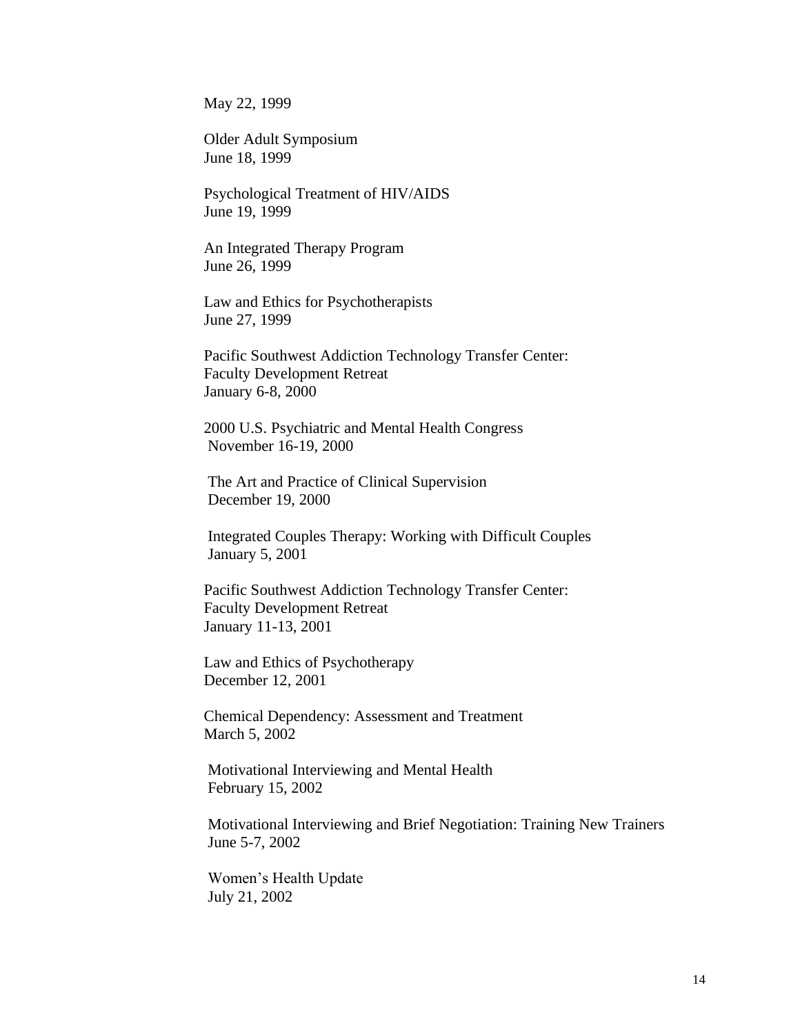May 22, 1999

Older Adult Symposium
June 18, 1999

Psychological Treatment of HIV/AIDS
June 19, 1999

An Integrated Therapy Program
June 26, 1999

Law and Ethics for Psychotherapists
June 27, 1999

Pacific Southwest Addiction Technology Transfer Center:
Faculty Development Retreat
January 6-8, 2000

2000 U.S. Psychiatric and Mental Health Congress
November 16-19, 2000

The Art and Practice of Clinical Supervision
December 19, 2000

Integrated Couples Therapy: Working with Difficult Couples
January 5, 2001

Pacific Southwest Addiction Technology Transfer Center:
Faculty Development Retreat
January 11-13, 2001

Law and Ethics of Psychotherapy
December 12, 2001

Chemical Dependency: Assessment and Treatment
March 5, 2002

Motivational Interviewing and Mental Health
February 15, 2002

Motivational Interviewing and Brief Negotiation: Training New Trainers
June 5-7, 2002

Women's Health Update
July 21, 2002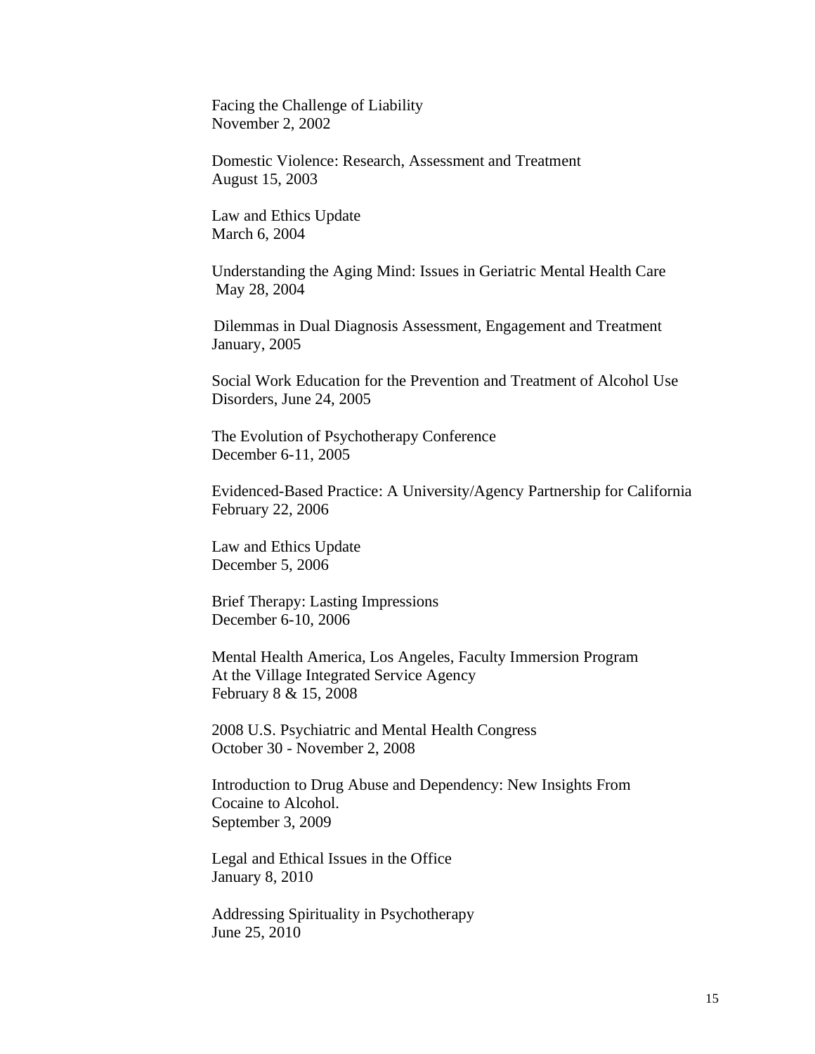Facing the Challenge of Liability
November 2, 2002

Domestic Violence: Research, Assessment and Treatment
August 15, 2003

Law and Ethics Update
March 6, 2004

Understanding the Aging Mind: Issues in Geriatric Mental Health Care
May 28, 2004

Dilemmas in Dual Diagnosis Assessment, Engagement and Treatment
January, 2005

Social Work Education for the Prevention and Treatment of Alcohol Use
Disorders, June 24, 2005

The Evolution of Psychotherapy Conference
December 6-11, 2005

Evidenced-Based Practice: A University/Agency Partnership for California
February 22, 2006

Law and Ethics Update
December 5, 2006

Brief Therapy: Lasting Impressions
December 6-10, 2006

Mental Health America, Los Angeles, Faculty Immersion Program
At the Village Integrated Service Agency
February 8 & 15, 2008

2008 U.S. Psychiatric and Mental Health Congress
October 30 - November 2, 2008

Introduction to Drug Abuse and Dependency: New Insights From
Cocaine to Alcohol.
September 3, 2009

Legal and Ethical Issues in the Office
January 8, 2010

Addressing Spirituality in Psychotherapy
June 25, 2010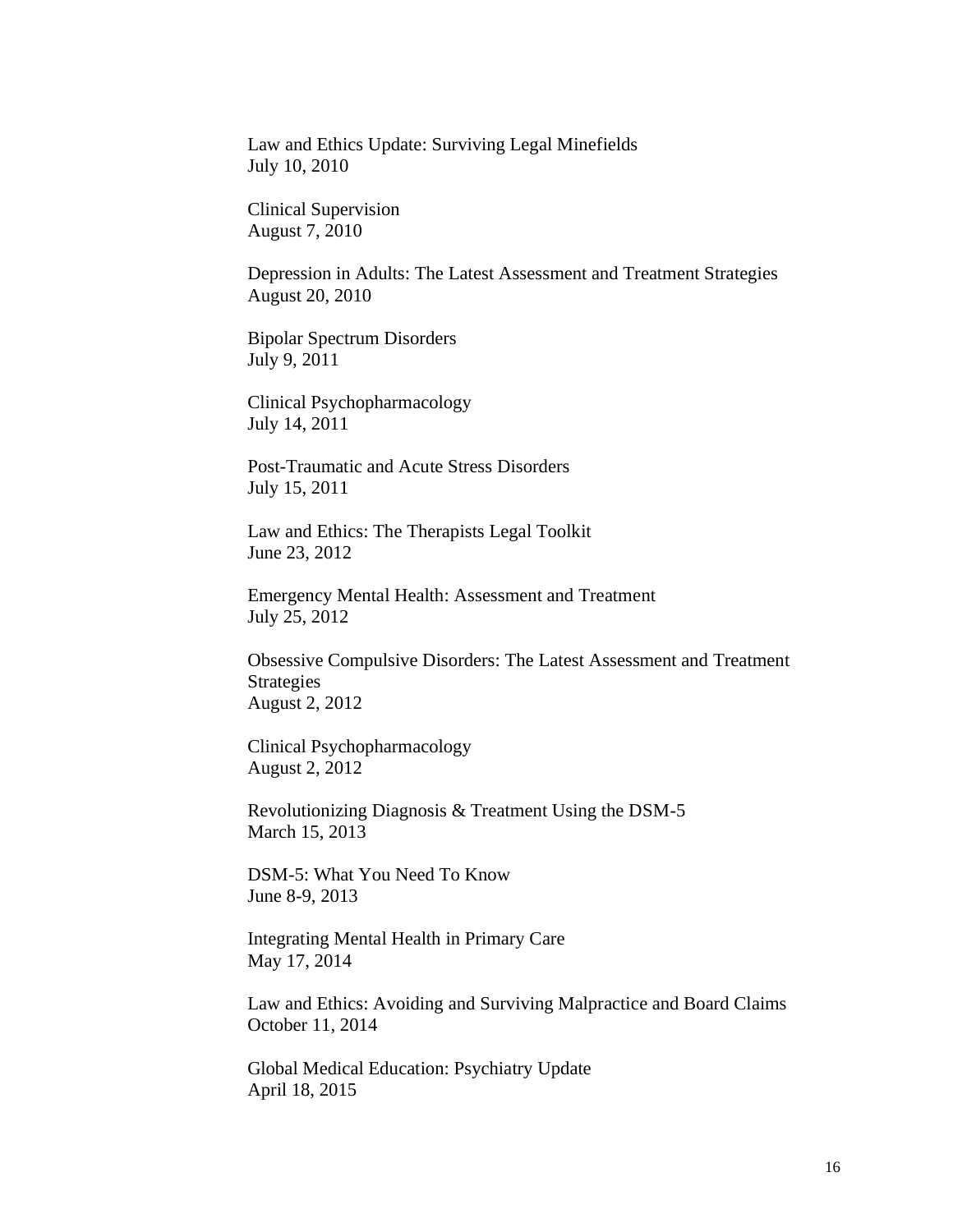Law and Ethics Update: Surviving Legal Minefields
July 10, 2010

Clinical Supervision
August 7, 2010

Depression in Adults: The Latest Assessment and Treatment Strategies
August 20, 2010

Bipolar Spectrum Disorders
July 9, 2011

Clinical Psychopharmacology
July 14, 2011

Post-Traumatic and Acute Stress Disorders
July 15, 2011

Law and Ethics: The Therapists Legal Toolkit
June 23, 2012

Emergency Mental Health: Assessment and Treatment
July 25, 2012

Obsessive Compulsive Disorders: The Latest Assessment and Treatment Strategies
August 2, 2012

Clinical Psychopharmacology
August 2, 2012

Revolutionizing Diagnosis & Treatment Using the DSM-5
March 15, 2013

DSM-5: What You Need To Know
June 8-9, 2013

Integrating Mental Health in Primary Care
May 17, 2014

Law and Ethics: Avoiding and Surviving Malpractice and Board Claims
October 11, 2014

Global Medical Education: Psychiatry Update
April 18, 2015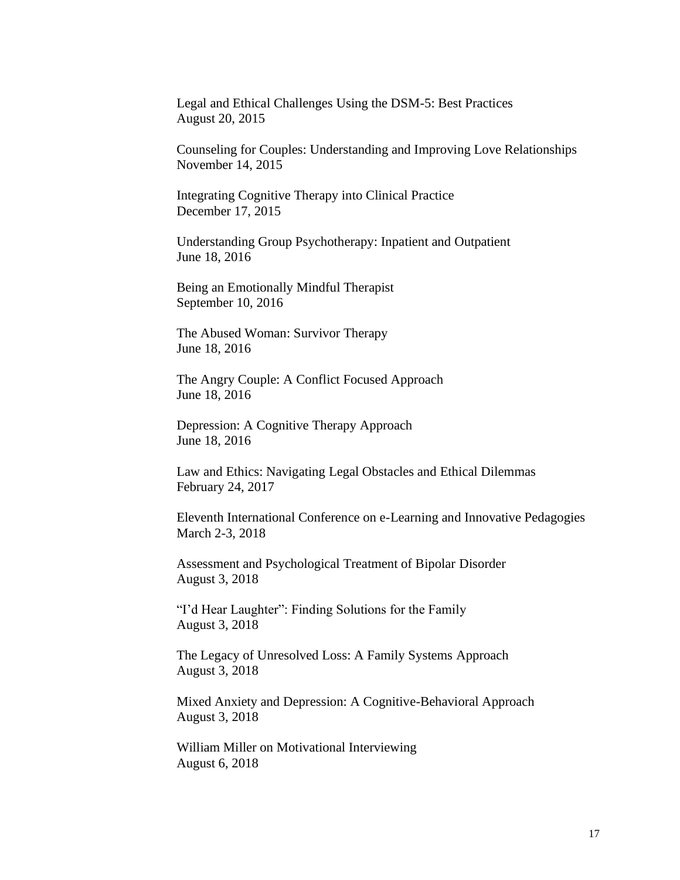Legal and Ethical Challenges Using the DSM-5: Best Practices
August 20, 2015

Counseling for Couples: Understanding and Improving Love Relationships
November 14, 2015

Integrating Cognitive Therapy into Clinical Practice
December 17, 2015

Understanding Group Psychotherapy: Inpatient and Outpatient
June 18, 2016

Being an Emotionally Mindful Therapist
September 10, 2016

The Abused Woman: Survivor Therapy
June 18, 2016

The Angry Couple: A Conflict Focused Approach
June 18, 2016

Depression: A Cognitive Therapy Approach
June 18, 2016

Law and Ethics: Navigating Legal Obstacles and Ethical Dilemmas
February 24, 2017

Eleventh International Conference on e-Learning and Innovative Pedagogies
March 2-3, 2018

Assessment and Psychological Treatment of Bipolar Disorder
August 3, 2018

"I'd Hear Laughter": Finding Solutions for the Family
August 3, 2018

The Legacy of Unresolved Loss: A Family Systems Approach
August 3, 2018

Mixed Anxiety and Depression: A Cognitive-Behavioral Approach
August 3, 2018

William Miller on Motivational Interviewing
August 6, 2018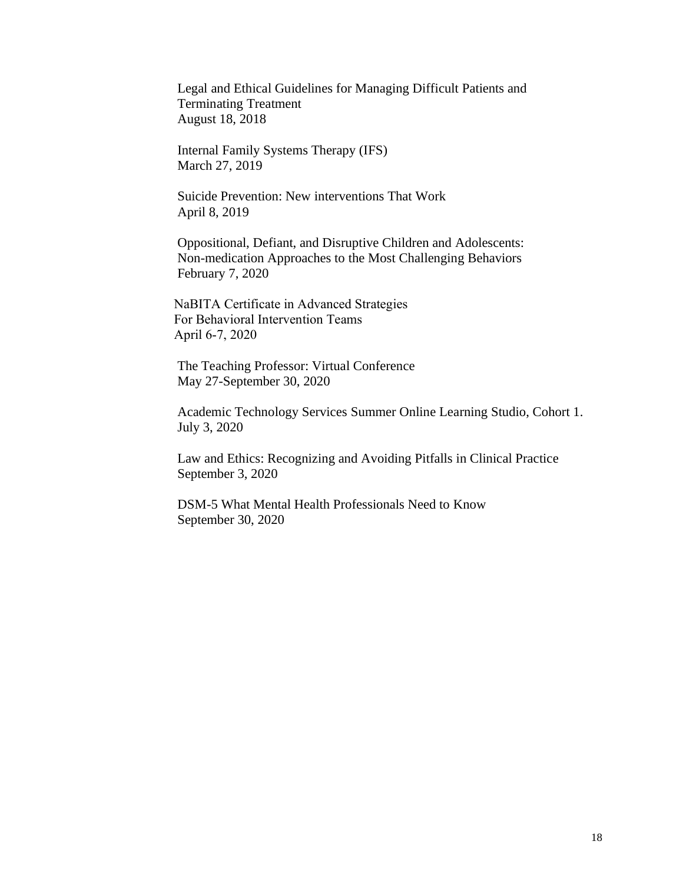Legal and Ethical Guidelines for Managing Difficult Patients and Terminating Treatment
August 18, 2018

Internal Family Systems Therapy (IFS)
March 27, 2019

Suicide Prevention: New interventions That Work
April 8, 2019

Oppositional, Defiant, and Disruptive Children and Adolescents: Non-medication Approaches to the Most Challenging Behaviors
February 7, 2020

NaBITA Certificate in Advanced Strategies For Behavioral Intervention Teams
April 6-7, 2020

The Teaching Professor: Virtual Conference
May 27-September 30, 2020

Academic Technology Services Summer Online Learning Studio, Cohort 1.
July 3, 2020

Law and Ethics: Recognizing and Avoiding Pitfalls in Clinical Practice
September 3, 2020

DSM-5 What Mental Health Professionals Need to Know
September 30, 2020